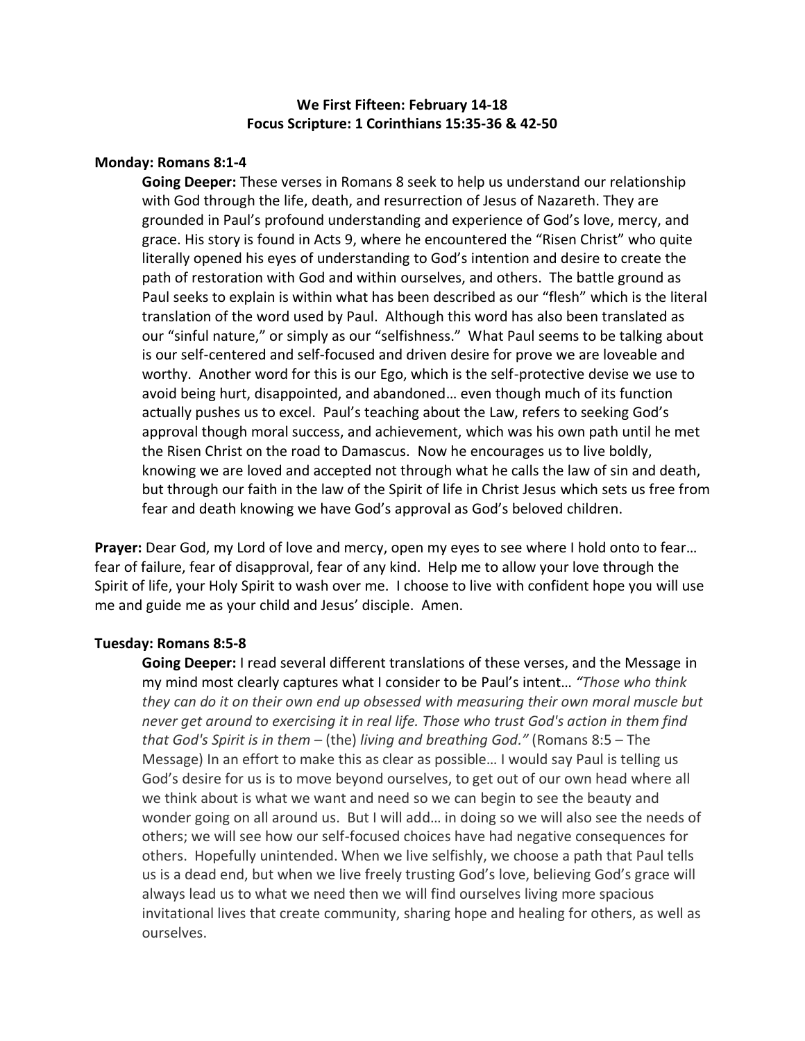**We First Fifteen: February 14-18**
**Focus Scripture: 1 Corinthians 15:35-36 & 42-50**

**Monday: Romans 8:1-4**

**Going Deeper:** These verses in Romans 8 seek to help us understand our relationship with God through the life, death, and resurrection of Jesus of Nazareth. They are grounded in Paul's profound understanding and experience of God's love, mercy, and grace. His story is found in Acts 9, where he encountered the "Risen Christ" who quite literally opened his eyes of understanding to God's intention and desire to create the path of restoration with God and within ourselves, and others. The battle ground as Paul seeks to explain is within what has been described as our "flesh" which is the literal translation of the word used by Paul. Although this word has also been translated as our "sinful nature," or simply as our "selfishness." What Paul seems to be talking about is our self-centered and self-focused and driven desire for prove we are loveable and worthy. Another word for this is our Ego, which is the self-protective devise we use to avoid being hurt, disappointed, and abandoned… even though much of its function actually pushes us to excel. Paul's teaching about the Law, refers to seeking God's approval though moral success, and achievement, which was his own path until he met the Risen Christ on the road to Damascus. Now he encourages us to live boldly, knowing we are loved and accepted not through what he calls the law of sin and death, but through our faith in the law of the Spirit of life in Christ Jesus which sets us free from fear and death knowing we have God's approval as God's beloved children.

**Prayer:** Dear God, my Lord of love and mercy, open my eyes to see where I hold onto to fear… fear of failure, fear of disapproval, fear of any kind. Help me to allow your love through the Spirit of life, your Holy Spirit to wash over me. I choose to live with confident hope you will use me and guide me as your child and Jesus' disciple. Amen.

**Tuesday: Romans 8:5-8**

**Going Deeper:** I read several different translations of these verses, and the Message in my mind most clearly captures what I consider to be Paul's intent… *"Those who think they can do it on their own end up obsessed with measuring their own moral muscle but never get around to exercising it in real life. Those who trust God's action in them find that God's Spirit is in them* – (the) *living and breathing God."* (Romans 8:5 – The Message) In an effort to make this as clear as possible… I would say Paul is telling us God's desire for us is to move beyond ourselves, to get out of our own head where all we think about is what we want and need so we can begin to see the beauty and wonder going on all around us. But I will add… in doing so we will also see the needs of others; we will see how our self-focused choices have had negative consequences for others. Hopefully unintended. When we live selfishly, we choose a path that Paul tells us is a dead end, but when we live freely trusting God's love, believing God's grace will always lead us to what we need then we will find ourselves living more spacious invitational lives that create community, sharing hope and healing for others, as well as ourselves.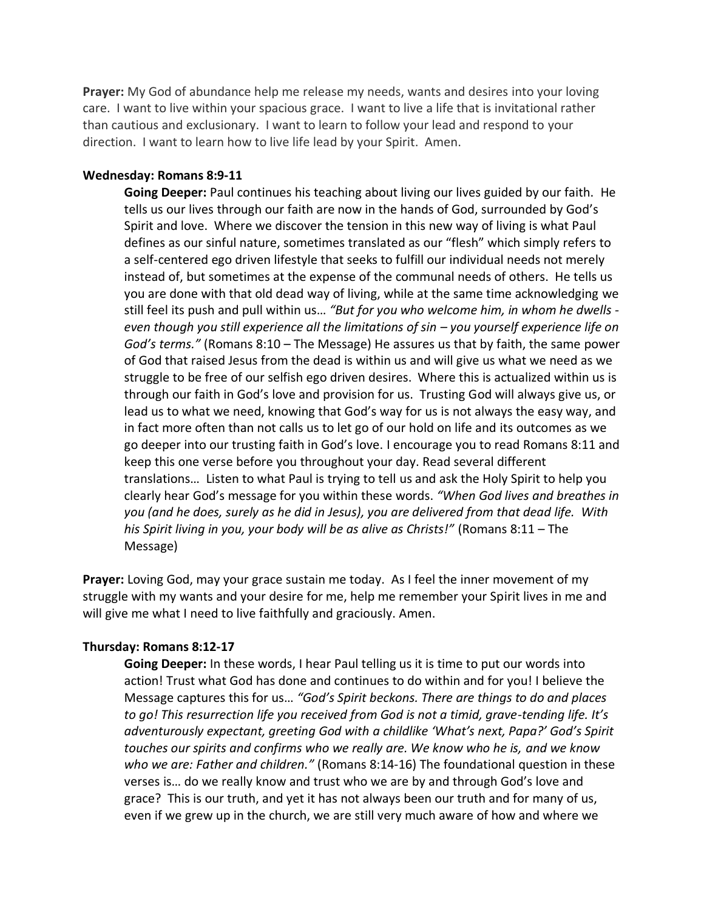**Prayer:** My God of abundance help me release my needs, wants and desires into your loving care. I want to live within your spacious grace. I want to live a life that is invitational rather than cautious and exclusionary. I want to learn to follow your lead and respond to your direction. I want to learn how to live life lead by your Spirit. Amen.

**Wednesday: Romans 8:9-11**

**Going Deeper:** Paul continues his teaching about living our lives guided by our faith. He tells us our lives through our faith are now in the hands of God, surrounded by God's Spirit and love. Where we discover the tension in this new way of living is what Paul defines as our sinful nature, sometimes translated as our "flesh" which simply refers to a self-centered ego driven lifestyle that seeks to fulfill our individual needs not merely instead of, but sometimes at the expense of the communal needs of others. He tells us you are done with that old dead way of living, while at the same time acknowledging we still feel its push and pull within us… *"But for you who welcome him, in whom he dwells - even though you still experience all the limitations of sin – you yourself experience life on God's terms."* (Romans 8:10 – The Message) He assures us that by faith, the same power of God that raised Jesus from the dead is within us and will give us what we need as we struggle to be free of our selfish ego driven desires. Where this is actualized within us is through our faith in God's love and provision for us. Trusting God will always give us, or lead us to what we need, knowing that God's way for us is not always the easy way, and in fact more often than not calls us to let go of our hold on life and its outcomes as we go deeper into our trusting faith in God's love. I encourage you to read Romans 8:11 and keep this one verse before you throughout your day. Read several different translations… Listen to what Paul is trying to tell us and ask the Holy Spirit to help you clearly hear God's message for you within these words. *"When God lives and breathes in you (and he does, surely as he did in Jesus), you are delivered from that dead life. With his Spirit living in you, your body will be as alive as Christs!"* (Romans 8:11 – The Message)

**Prayer:** Loving God, may your grace sustain me today. As I feel the inner movement of my struggle with my wants and your desire for me, help me remember your Spirit lives in me and will give me what I need to live faithfully and graciously. Amen.

**Thursday: Romans 8:12-17**

**Going Deeper:** In these words, I hear Paul telling us it is time to put our words into action! Trust what God has done and continues to do within and for you! I believe the Message captures this for us… *"God's Spirit beckons. There are things to do and places to go! This resurrection life you received from God is not a timid, grave-tending life. It's adventurously expectant, greeting God with a childlike 'What's next, Papa?' God's Spirit touches our spirits and confirms who we really are. We know who he is, and we know who we are: Father and children."* (Romans 8:14-16) The foundational question in these verses is… do we really know and trust who we are by and through God's love and grace? This is our truth, and yet it has not always been our truth and for many of us, even if we grew up in the church, we are still very much aware of how and where we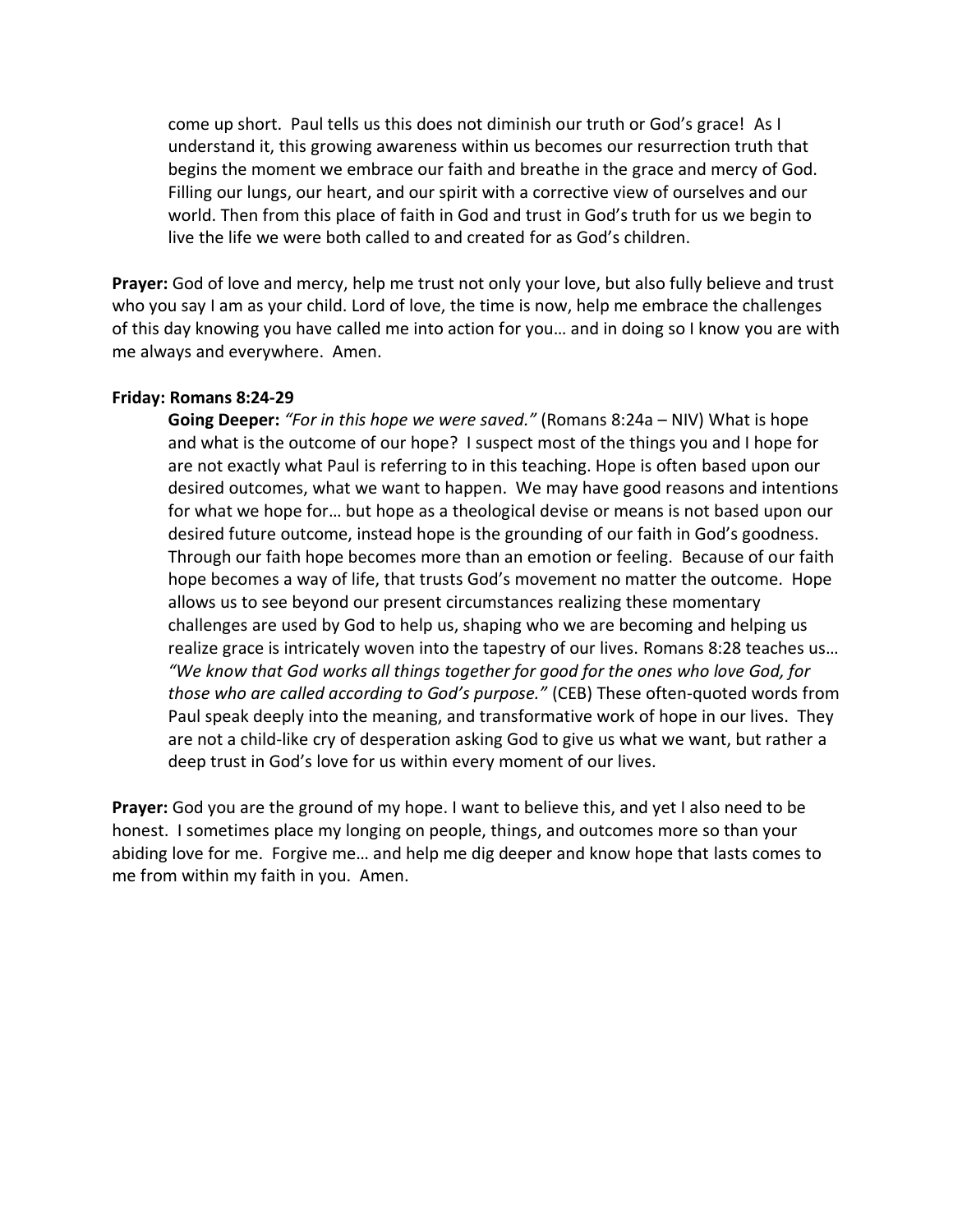come up short. Paul tells us this does not diminish our truth or God's grace! As I understand it, this growing awareness within us becomes our resurrection truth that begins the moment we embrace our faith and breathe in the grace and mercy of God. Filling our lungs, our heart, and our spirit with a corrective view of ourselves and our world. Then from this place of faith in God and trust in God's truth for us we begin to live the life we were both called to and created for as God's children.

**Prayer:** God of love and mercy, help me trust not only your love, but also fully believe and trust who you say I am as your child. Lord of love, the time is now, help me embrace the challenges of this day knowing you have called me into action for you… and in doing so I know you are with me always and everywhere. Amen.

**Friday: Romans 8:24-29**

**Going Deeper:** *"For in this hope we were saved."* (Romans 8:24a – NIV) What is hope and what is the outcome of our hope? I suspect most of the things you and I hope for are not exactly what Paul is referring to in this teaching. Hope is often based upon our desired outcomes, what we want to happen. We may have good reasons and intentions for what we hope for… but hope as a theological devise or means is not based upon our desired future outcome, instead hope is the grounding of our faith in God's goodness. Through our faith hope becomes more than an emotion or feeling. Because of our faith hope becomes a way of life, that trusts God's movement no matter the outcome. Hope allows us to see beyond our present circumstances realizing these momentary challenges are used by God to help us, shaping who we are becoming and helping us realize grace is intricately woven into the tapestry of our lives. Romans 8:28 teaches us… *"We know that God works all things together for good for the ones who love God, for those who are called according to God's purpose."* (CEB) These often-quoted words from Paul speak deeply into the meaning, and transformative work of hope in our lives. They are not a child-like cry of desperation asking God to give us what we want, but rather a deep trust in God's love for us within every moment of our lives.

**Prayer:** God you are the ground of my hope. I want to believe this, and yet I also need to be honest. I sometimes place my longing on people, things, and outcomes more so than your abiding love for me. Forgive me… and help me dig deeper and know hope that lasts comes to me from within my faith in you. Amen.